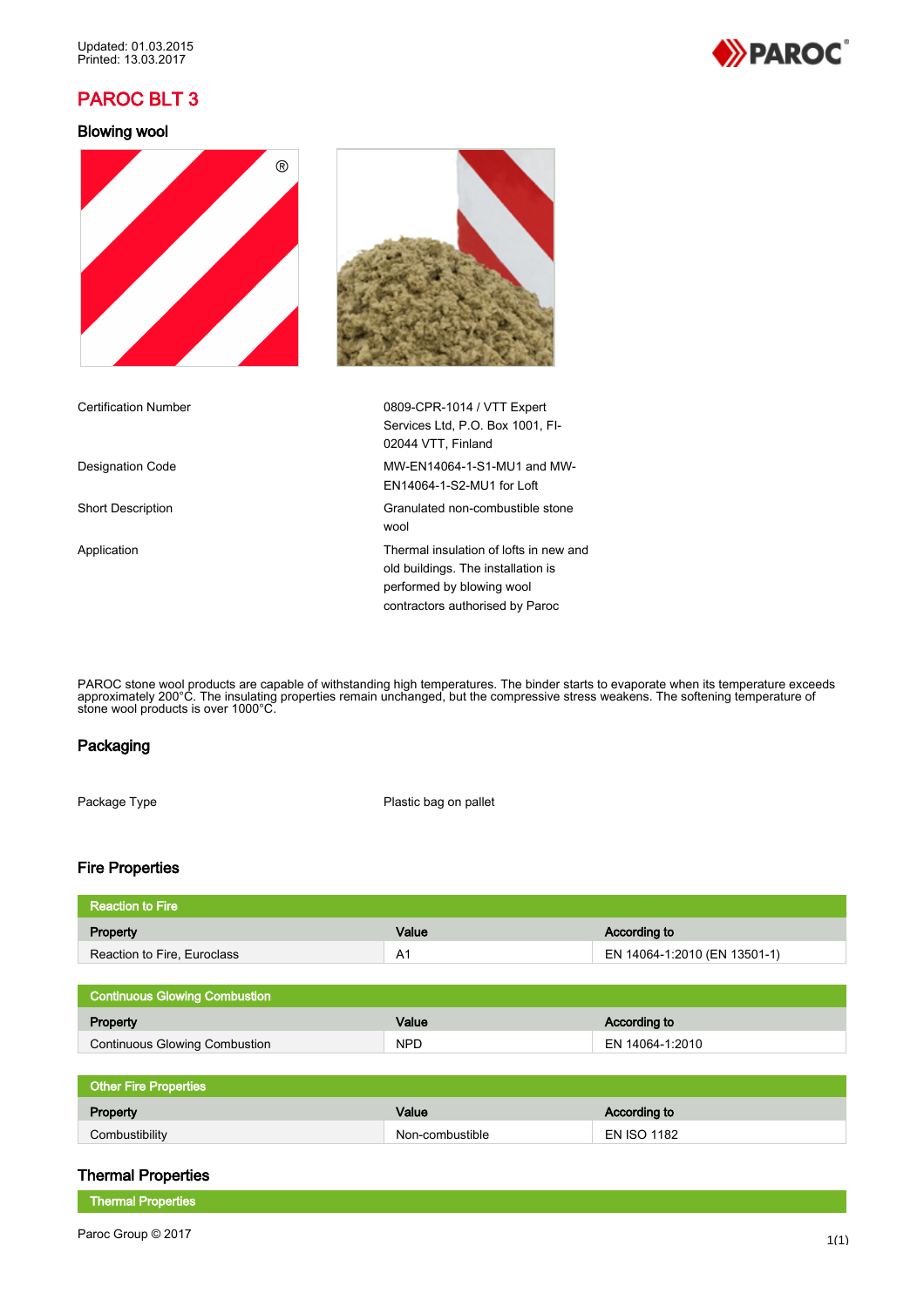Updated: 01.03.2015
Printed: 13.03.2017

# PAROC BLT 3

## Blowing wool

| | |
|---|---|
| Certification Number | 0809-CPR-1014 / VTT Expert Services Ltd, P.O. Box 1001, FI-02044 VTT, Finland |
| Designation Code | MW-EN14064-1-S1-MU1 and MW-EN14064-1-S2-MU1 for Loft |
| Short Description | Granulated non-combustible stone wool |
| Application | Thermal insulation of lofts in new and old buildings. The installation is performed by blowing wool contractors authorised by Paroc |

PAROC stone wool products are capable of withstanding high temperatures. The binder starts to evaporate when its temperature exceeds approximately 200°C. The insulating properties remain unchanged, but the compressive stress weakens. The softening temperature of stone wool products is over 1000°C.

## Packaging

| | |
|---|---|
| Package Type | Plastic bag on pallet |

## Fire Properties

**Reaction to Fire**

| Property | Value | According to |
|---|---|---|
| Reaction to Fire, Euroclass | A1 | EN 14064-1:2010 (EN 13501-1) |

**Continuous Glowing Combustion**

| Property | Value | According to |
|---|---|---|
| Continuous Glowing Combustion | NPD | EN 14064-1:2010 |

**Other Fire Properties**

| Property | Value | According to |
|---|---|---|
| Combustibility | Non-combustible | EN ISO 1182 |

## Thermal Properties

**Thermal Properties**

Paroc Group © 2017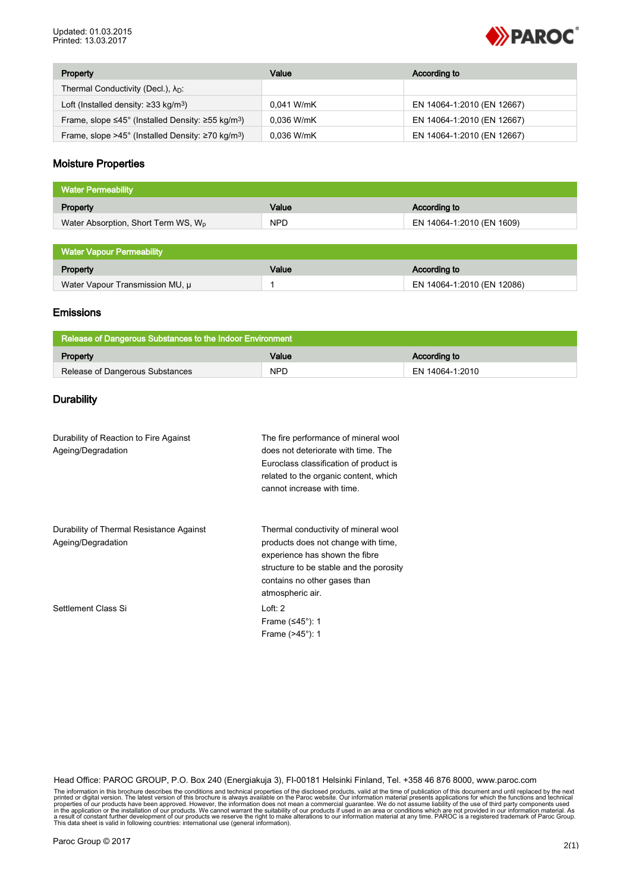| Property | Value | According to |
|---|---|---|
| Thermal Conductivity (Decl.), $\lambda_D$: | | |
| Loft (Installed density: ≥33 kg/m$^3$) | 0,041 W/mK | EN 14064-1:2010 (EN 12667) |
| Frame, slope ≤45° (Installed Density: ≥55 kg/m$^3$) | 0,036 W/mK | EN 14064-1:2010 (EN 12667) |
| Frame, slope >45° (Installed Density: ≥70 kg/m$^3$) | 0,036 W/mK | EN 14064-1:2010 (EN 12667) |

## Moisture Properties

**Water Permeability**

| Property | Value | According to |
|---|---|---|
| Water Absorption, Short Term WS, $W_p$ | NPD | EN 14064-1:2010 (EN 1609) |

**Water Vapour Permeability**

| Property | Value | According to |
|---|---|---|
| Water Vapour Transmission MU, μ | 1 | EN 14064-1:2010 (EN 12086) |

## Emissions

**Release of Dangerous Substances to the Indoor Environment**

| Property | Value | According to |
|---|---|---|
| Release of Dangerous Substances | NPD | EN 14064-1:2010 |

## Durability

| | |
|---|---|
| Durability of Reaction to Fire Against Ageing/Degradation | The fire performance of mineral wool does not deteriorate with time. The Euroclass classification of product is related to the organic content, which cannot increase with time. |
| Durability of Thermal Resistance Against Ageing/Degradation | Thermal conductivity of mineral wool products does not change with time, experience has shown the fibre structure to be stable and the porosity contains no other gases than atmospheric air. |
| Settlement Class Si | Loft: 2<br>Frame (≤45°): 1<br>Frame (>45°): 1 |

Head Office: PAROC GROUP, P.O. Box 240 (Energiakuja 3), FI-00181 Helsinki Finland, Tel. +358 46 876 8000, www.paroc.com

The information in this brochure describes the conditions and technical properties of the disclosed products, valid at the time of publication of this document and until replaced by the next printed or digital version. The latest version of this brochure is always available on the Paroc website. Our information material presents applications for which the functions and technical properties of our products have been approved. However, the information does not mean a commercial guarantee. We do not assume liability of the use of third party components used in the application or the installation of our products. We cannot warrant the suitability of our products if used in an area or conditions which are not provided in our information material. As a result of constant further development of our products we reserve the right to make alterations to our information material at any time. PAROC is a registered trademark of Paroc Group. This data sheet is valid in following countries: international use (general information).

Paroc Group © 2017